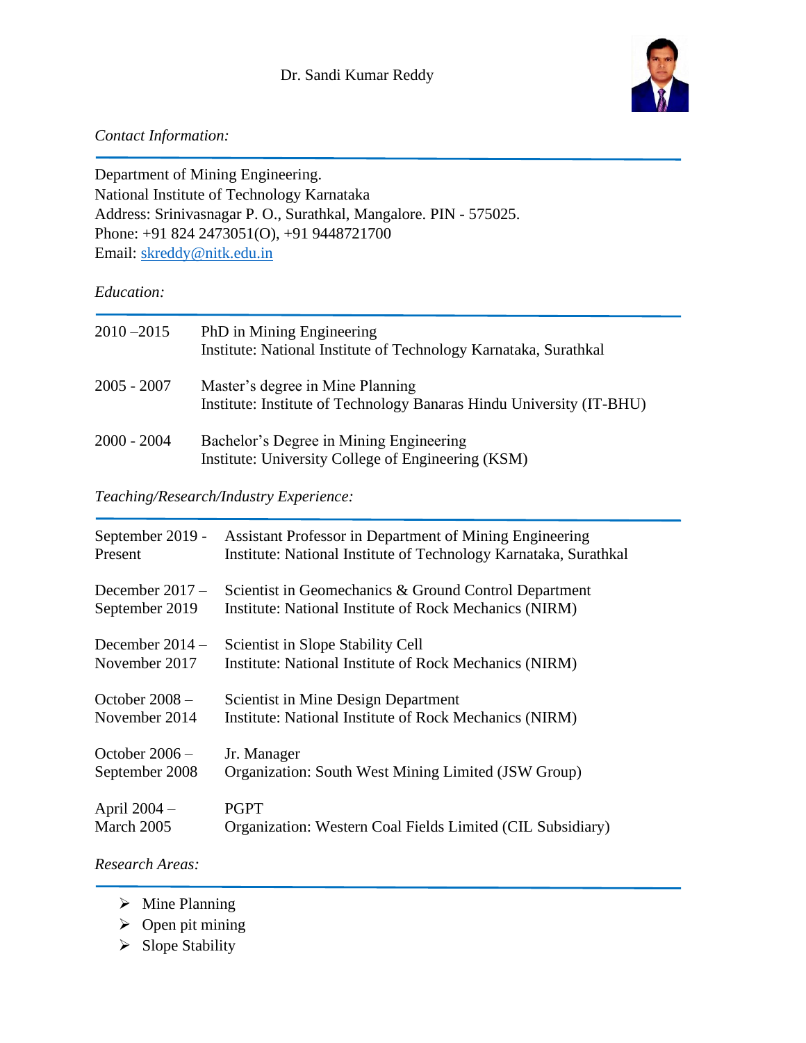# Dr. Sandi Kumar Reddy

*Contact Information:*

Department of Mining Engineering.
National Institute of Technology Karnataka
Address: Srinivasnagar P. O., Surathkal, Mangalore. PIN - 575025.
Phone: +91 824 2473051(O), +91 9448721700
Email: skreddy@nitk.edu.in

*Education:*

| | |
|---|---|
| 2010 –2015 | PhD in Mining Engineering<br>Institute: National Institute of Technology Karnataka, Surathkal |
| 2005 - 2007 | Master's degree in Mine Planning<br>Institute: Institute of Technology Banaras Hindu University (IT-BHU) |
| 2000 - 2004 | Bachelor's Degree in Mining Engineering<br>Institute: University College of Engineering (KSM) |

*Teaching/Research/Industry Experience:*

| | |
|---|---|
| September 2019 - Present | Assistant Professor in Department of Mining Engineering<br>Institute: National Institute of Technology Karnataka, Surathkal |
| December 2017 – September 2019 | Scientist in Geomechanics & Ground Control Department<br>Institute: National Institute of Rock Mechanics (NIRM) |
| December 2014 – November 2017 | Scientist in Slope Stability Cell<br>Institute: National Institute of Rock Mechanics (NIRM) |
| October 2008 – November 2014 | Scientist in Mine Design Department<br>Institute: National Institute of Rock Mechanics (NIRM) |
| October 2006 – September 2008 | Jr. Manager<br>Organization: South West Mining Limited (JSW Group) |
| April 2004 – March 2005 | PGPT<br>Organization: Western Coal Fields Limited (CIL Subsidiary) |

*Research Areas:*

- Mine Planning
- Open pit mining
- Slope Stability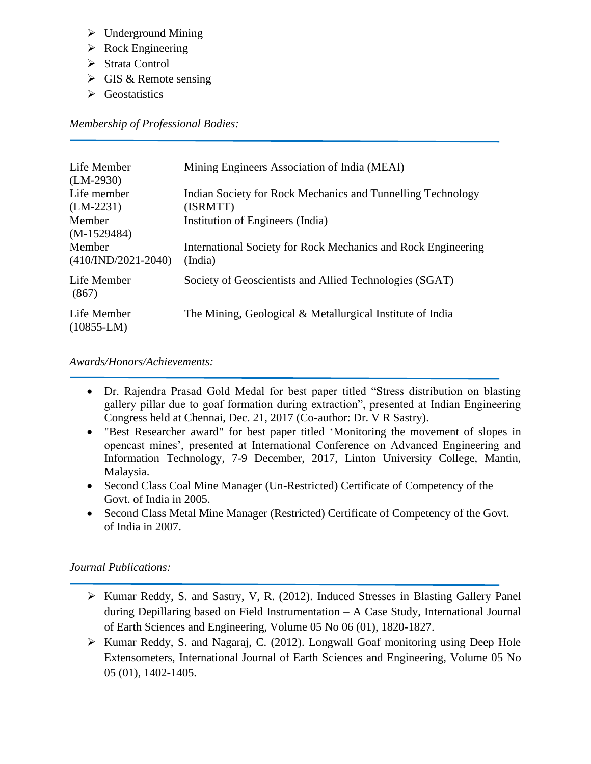- Underground Mining
- Rock Engineering
- Strata Control
- GIS & Remote sensing
- Geostatistics

*Membership of Professional Bodies:*

| | |
|---|---|
| Life Member (LM-2930) | Mining Engineers Association of India (MEAI) |
| Life member (LM-2231) | Indian Society for Rock Mechanics and Tunnelling Technology (ISRMTT) |
| Member (M-1529484) | Institution of Engineers (India) |
| Member (410/IND/2021-2040) | International Society for Rock Mechanics and Rock Engineering (India) |
| Life Member (867) | Society of Geoscientists and Allied Technologies (SGAT) |
| Life Member (10855-LM) | The Mining, Geological & Metallurgical Institute of India |

*Awards/Honors/Achievements:*

- Dr. Rajendra Prasad Gold Medal for best paper titled "Stress distribution on blasting gallery pillar due to goaf formation during extraction", presented at Indian Engineering Congress held at Chennai, Dec. 21, 2017 (Co-author: Dr. V R Sastry).
- "Best Researcher award" for best paper titled 'Monitoring the movement of slopes in opencast mines', presented at International Conference on Advanced Engineering and Information Technology, 7-9 December, 2017, Linton University College, Mantin, Malaysia.
- Second Class Coal Mine Manager (Un-Restricted) Certificate of Competency of the Govt. of India in 2005.
- Second Class Metal Mine Manager (Restricted) Certificate of Competency of the Govt. of India in 2007.

*Journal Publications:*

- Kumar Reddy, S. and Sastry, V, R. (2012). Induced Stresses in Blasting Gallery Panel during Depillaring based on Field Instrumentation – A Case Study, International Journal of Earth Sciences and Engineering, Volume 05 No 06 (01), 1820-1827.
- Kumar Reddy, S. and Nagaraj, C. (2012). Longwall Goaf monitoring using Deep Hole Extensometers, International Journal of Earth Sciences and Engineering, Volume 05 No 05 (01), 1402-1405.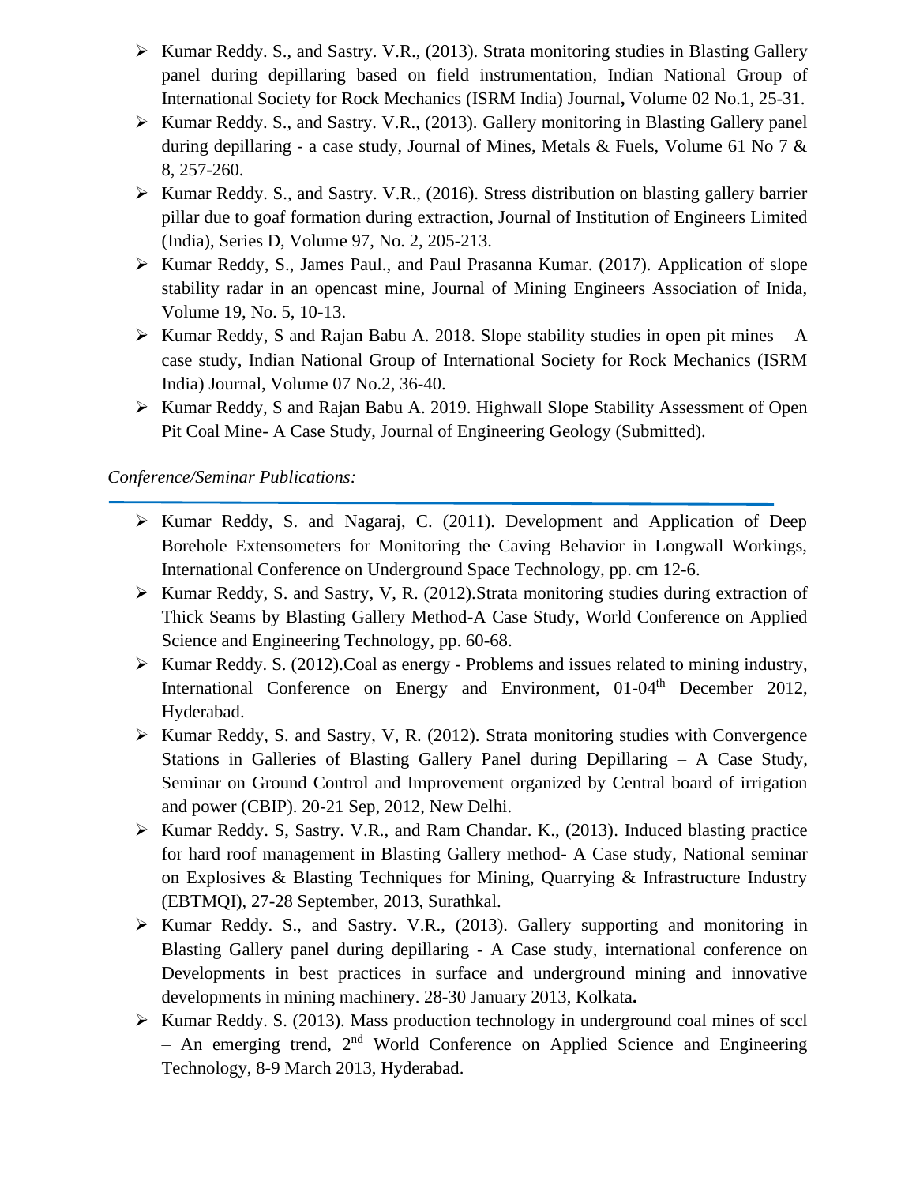- Kumar Reddy. S., and Sastry. V.R., (2013). Strata monitoring studies in Blasting Gallery panel during depillaring based on field instrumentation, Indian National Group of International Society for Rock Mechanics (ISRM India) Journal**,** Volume 02 No.1, 25-31.
- Kumar Reddy. S., and Sastry. V.R., (2013). Gallery monitoring in Blasting Gallery panel during depillaring - a case study, Journal of Mines, Metals & Fuels, Volume 61 No 7 & 8, 257-260.
- Kumar Reddy. S., and Sastry. V.R., (2016). Stress distribution on blasting gallery barrier pillar due to goaf formation during extraction, Journal of Institution of Engineers Limited (India), Series D, Volume 97, No. 2, 205-213.
- Kumar Reddy, S., James Paul., and Paul Prasanna Kumar. (2017). Application of slope stability radar in an opencast mine, Journal of Mining Engineers Association of Inida, Volume 19, No. 5, 10-13.
- Kumar Reddy, S and Rajan Babu A. 2018. Slope stability studies in open pit mines – A case study, Indian National Group of International Society for Rock Mechanics (ISRM India) Journal, Volume 07 No.2, 36-40.
- Kumar Reddy, S and Rajan Babu A. 2019. Highwall Slope Stability Assessment of Open Pit Coal Mine- A Case Study, Journal of Engineering Geology (Submitted).

*Conference/Seminar Publications:*

- Kumar Reddy, S. and Nagaraj, C. (2011). Development and Application of Deep Borehole Extensometers for Monitoring the Caving Behavior in Longwall Workings, International Conference on Underground Space Technology, pp. cm 12-6.
- Kumar Reddy, S. and Sastry, V, R. (2012).Strata monitoring studies during extraction of Thick Seams by Blasting Gallery Method-A Case Study, World Conference on Applied Science and Engineering Technology, pp. 60-68.
- Kumar Reddy. S. (2012).Coal as energy - Problems and issues related to mining industry, International Conference on Energy and Environment, 01-04th December 2012, Hyderabad.
- Kumar Reddy, S. and Sastry, V, R. (2012). Strata monitoring studies with Convergence Stations in Galleries of Blasting Gallery Panel during Depillaring – A Case Study, Seminar on Ground Control and Improvement organized by Central board of irrigation and power (CBIP). 20-21 Sep, 2012, New Delhi.
- Kumar Reddy. S, Sastry. V.R., and Ram Chandar. K., (2013). Induced blasting practice for hard roof management in Blasting Gallery method- A Case study, National seminar on Explosives & Blasting Techniques for Mining, Quarrying & Infrastructure Industry (EBTMQI), 27-28 September, 2013, Surathkal.
- Kumar Reddy. S., and Sastry. V.R., (2013). Gallery supporting and monitoring in Blasting Gallery panel during depillaring - A Case study, international conference on Developments in best practices in surface and underground mining and innovative developments in mining machinery. 28-30 January 2013, Kolkata**.**
- Kumar Reddy. S. (2013). Mass production technology in underground coal mines of sccl – An emerging trend, 2nd World Conference on Applied Science and Engineering Technology, 8-9 March 2013, Hyderabad.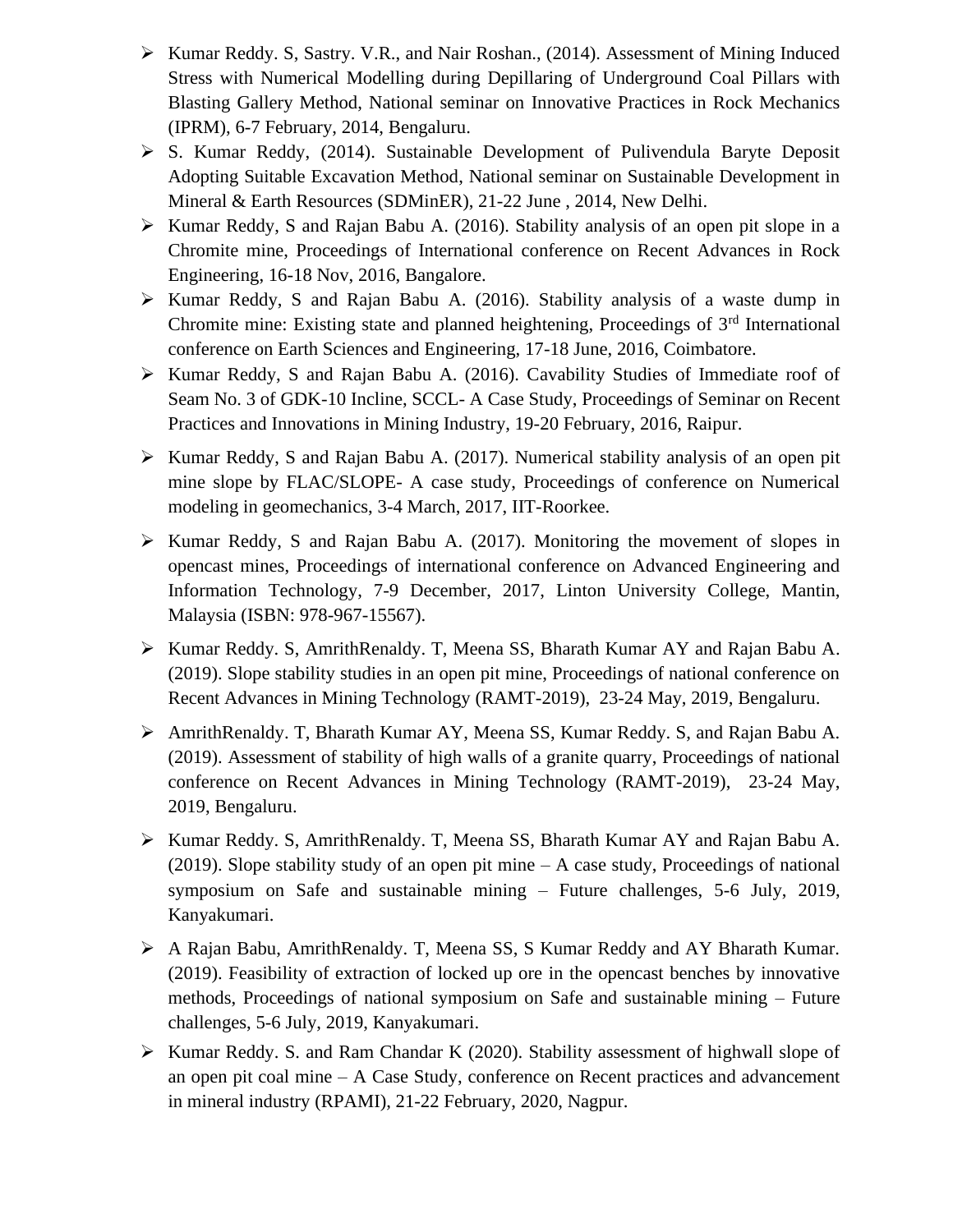- Kumar Reddy. S, Sastry. V.R., and Nair Roshan., (2014). Assessment of Mining Induced Stress with Numerical Modelling during Depillaring of Underground Coal Pillars with Blasting Gallery Method, National seminar on Innovative Practices in Rock Mechanics (IPRM), 6-7 February, 2014, Bengaluru.
- S. Kumar Reddy, (2014). Sustainable Development of Pulivendula Baryte Deposit Adopting Suitable Excavation Method, National seminar on Sustainable Development in Mineral & Earth Resources (SDMinER), 21-22 June , 2014, New Delhi.
- Kumar Reddy, S and Rajan Babu A. (2016). Stability analysis of an open pit slope in a Chromite mine, Proceedings of International conference on Recent Advances in Rock Engineering, 16-18 Nov, 2016, Bangalore.
- Kumar Reddy, S and Rajan Babu A. (2016). Stability analysis of a waste dump in Chromite mine: Existing state and planned heightening, Proceedings of 3rd International conference on Earth Sciences and Engineering, 17-18 June, 2016, Coimbatore.
- Kumar Reddy, S and Rajan Babu A. (2016). Cavability Studies of Immediate roof of Seam No. 3 of GDK-10 Incline, SCCL- A Case Study, Proceedings of Seminar on Recent Practices and Innovations in Mining Industry, 19-20 February, 2016, Raipur.
- Kumar Reddy, S and Rajan Babu A. (2017). Numerical stability analysis of an open pit mine slope by FLAC/SLOPE- A case study, Proceedings of conference on Numerical modeling in geomechanics, 3-4 March, 2017, IIT-Roorkee.
- Kumar Reddy, S and Rajan Babu A. (2017). Monitoring the movement of slopes in opencast mines, Proceedings of international conference on Advanced Engineering and Information Technology, 7-9 December, 2017, Linton University College, Mantin, Malaysia (ISBN: 978-967-15567).
- Kumar Reddy. S, AmrithRenaldy. T, Meena SS, Bharath Kumar AY and Rajan Babu A. (2019). Slope stability studies in an open pit mine, Proceedings of national conference on Recent Advances in Mining Technology (RAMT-2019), 23-24 May, 2019, Bengaluru.
- AmrithRenaldy. T, Bharath Kumar AY, Meena SS, Kumar Reddy. S, and Rajan Babu A. (2019). Assessment of stability of high walls of a granite quarry, Proceedings of national conference on Recent Advances in Mining Technology (RAMT-2019), 23-24 May, 2019, Bengaluru.
- Kumar Reddy. S, AmrithRenaldy. T, Meena SS, Bharath Kumar AY and Rajan Babu A. (2019). Slope stability study of an open pit mine – A case study, Proceedings of national symposium on Safe and sustainable mining – Future challenges, 5-6 July, 2019, Kanyakumari.
- A Rajan Babu, AmrithRenaldy. T, Meena SS, S Kumar Reddy and AY Bharath Kumar. (2019). Feasibility of extraction of locked up ore in the opencast benches by innovative methods, Proceedings of national symposium on Safe and sustainable mining – Future challenges, 5-6 July, 2019, Kanyakumari.
- Kumar Reddy. S. and Ram Chandar K (2020). Stability assessment of highwall slope of an open pit coal mine – A Case Study, conference on Recent practices and advancement in mineral industry (RPAMI), 21-22 February, 2020, Nagpur.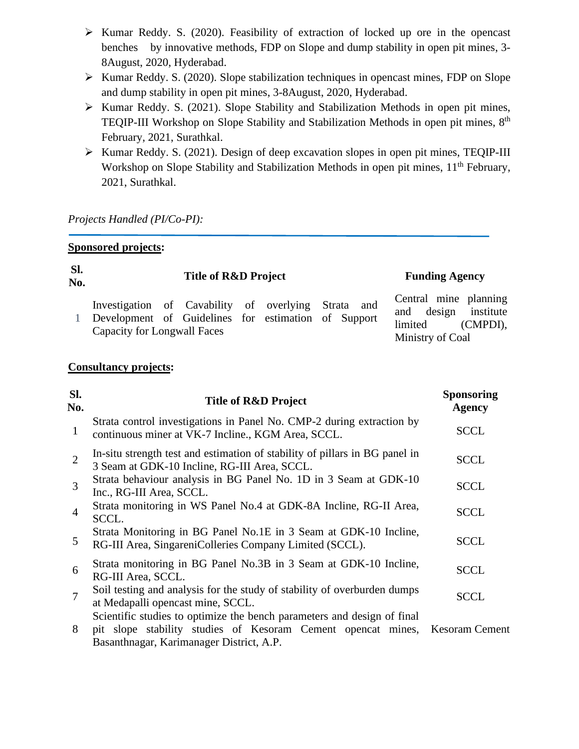- Kumar Reddy. S. (2020). Feasibility of extraction of locked up ore in the opencast benches by innovative methods, FDP on Slope and dump stability in open pit mines, 3-8August, 2020, Hyderabad.
- Kumar Reddy. S. (2020). Slope stabilization techniques in opencast mines, FDP on Slope and dump stability in open pit mines, 3-8August, 2020, Hyderabad.
- Kumar Reddy. S. (2021). Slope Stability and Stabilization Methods in open pit mines, TEQIP-III Workshop on Slope Stability and Stabilization Methods in open pit mines, 8th February, 2021, Surathkal.
- Kumar Reddy. S. (2021). Design of deep excavation slopes in open pit mines, TEQIP-III Workshop on Slope Stability and Stabilization Methods in open pit mines, 11th February, 2021, Surathkal.

*Projects Handled (PI/Co-PI):*

**Sponsored projects:**

| Sl. No. | Title of R&D Project | Funding Agency |
|---|---|---|
| 1 | Investigation of Cavability of overlying Strata and Development of Guidelines for estimation of Support Capacity for Longwall Faces | Central mine planning and design institute limited (CMPDI), Ministry of Coal |

**Consultancy projects:**

| Sl. No. | Title of R&D Project | Sponsoring Agency |
|---|---|---|
| 1 | Strata control investigations in Panel No. CMP-2 during extraction by continuous miner at VK-7 Incline., KGM Area, SCCL. | SCCL |
| 2 | In-situ strength test and estimation of stability of pillars in BG panel in 3 Seam at GDK-10 Incline, RG-III Area, SCCL. | SCCL |
| 3 | Strata behaviour analysis in BG Panel No. 1D in 3 Seam at GDK-10 Inc., RG-III Area, SCCL. | SCCL |
| 4 | Strata monitoring in WS Panel No.4 at GDK-8A Incline, RG-II Area, SCCL. | SCCL |
| 5 | Strata Monitoring in BG Panel No.1E in 3 Seam at GDK-10 Incline, RG-III Area, SingareniColleries Company Limited (SCCL). | SCCL |
| 6 | Strata monitoring in BG Panel No.3B in 3 Seam at GDK-10 Incline, RG-III Area, SCCL. | SCCL |
| 7 | Soil testing and analysis for the study of stability of overburden dumps at Medapalli opencast mine, SCCL. | SCCL |
| 8 | Scientific studies to optimize the bench parameters and design of final pit slope stability studies of Kesoram Cement opencat mines, Basanthnagar, Karimanager District, A.P. | Kesoram Cement |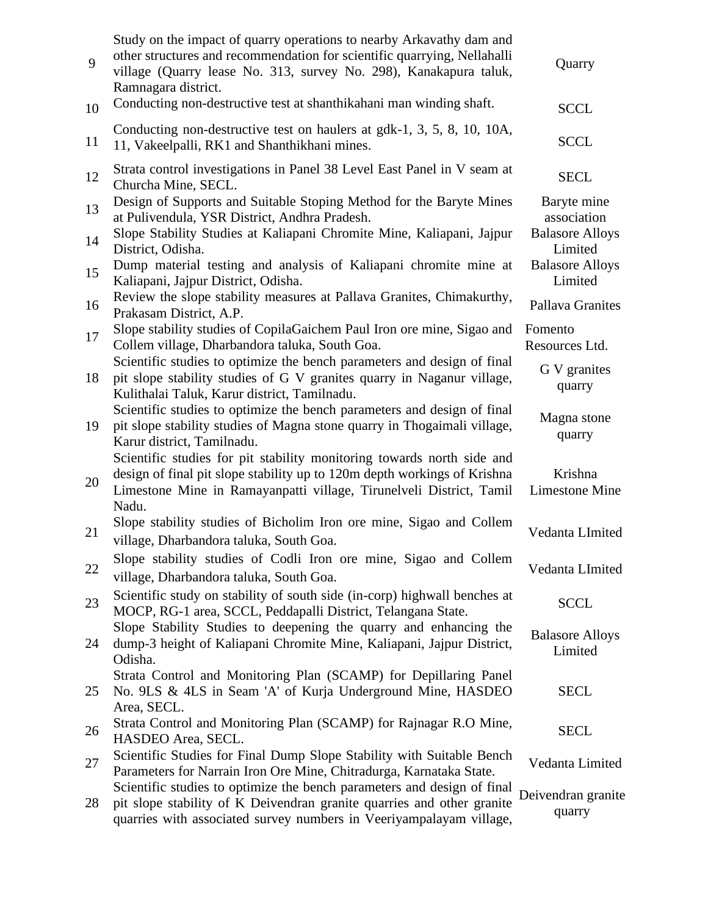| | | |
|---|---|---|
| 9 | Study on the impact of quarry operations to nearby Arkavathy dam and other structures and recommendation for scientific quarrying, Nellahalli village (Quarry lease No. 313, survey No. 298), Kanakapura taluk, Ramnagara district. | Quarry |
| 10 | Conducting non-destructive test at shanthikahani man winding shaft. | SCCL |
| 11 | Conducting non-destructive test on haulers at gdk-1, 3, 5, 8, 10, 10A, 11, Vakeelpalli, RK1 and Shanthikhani mines. | SCCL |
| 12 | Strata control investigations in Panel 38 Level East Panel in V seam at Churcha Mine, SECL. | SECL |
| 13 | Design of Supports and Suitable Stoping Method for the Baryte Mines at Pulivendula, YSR District, Andhra Pradesh. | Baryte mine association |
| 14 | Slope Stability Studies at Kaliapani Chromite Mine, Kaliapani, Jajpur District, Odisha. | Balasore Alloys Limited |
| 15 | Dump material testing and analysis of Kaliapani chromite mine at Kaliapani, Jajpur District, Odisha. | Balasore Alloys Limited |
| 16 | Review the slope stability measures at Pallava Granites, Chimakurthy, Prakasam District, A.P. | Pallava Granites |
| 17 | Slope stability studies of CopilaGaichem Paul Iron ore mine, Sigao and Collem village, Dharbandora taluka, South Goa. | Fomento Resources Ltd. |
| 18 | Scientific studies to optimize the bench parameters and design of final pit slope stability studies of G V granites quarry in Naganur village, Kulithalai Taluk, Karur district, Tamilnadu. | G V granites quarry |
| 19 | Scientific studies to optimize the bench parameters and design of final pit slope stability studies of Magna stone quarry in Thogaimali village, Karur district, Tamilnadu. | Magna stone quarry |
| 20 | Scientific studies for pit stability monitoring towards north side and design of final pit slope stability up to 120m depth workings of Krishna Limestone Mine in Ramayanpatti village, Tirunelveli District, Tamil Nadu. | Krishna Limestone Mine |
| 21 | Slope stability studies of Bicholim Iron ore mine, Sigao and Collem village, Dharbandora taluka, South Goa. | Vedanta LImited |
| 22 | Slope stability studies of Codli Iron ore mine, Sigao and Collem village, Dharbandora taluka, South Goa. | Vedanta LImited |
| 23 | Scientific study on stability of south side (in-corp) highwall benches at MOCP, RG-1 area, SCCL, Peddapalli District, Telangana State. | SCCL |
| 24 | Slope Stability Studies to deepening the quarry and enhancing the dump-3 height of Kaliapani Chromite Mine, Kaliapani, Jajpur District, Odisha. | Balasore Alloys Limited |
| 25 | Strata Control and Monitoring Plan (SCAMP) for Depillaring Panel No. 9LS & 4LS in Seam 'A' of Kurja Underground Mine, HASDEO Area, SECL. | SECL |
| 26 | Strata Control and Monitoring Plan (SCAMP) for Rajnagar R.O Mine, HASDEO Area, SECL. | SECL |
| 27 | Scientific Studies for Final Dump Slope Stability with Suitable Bench Parameters for Narrain Iron Ore Mine, Chitradurga, Karnataka State. | Vedanta Limited |
| 28 | Scientific studies to optimize the bench parameters and design of final pit slope stability of K Deivendran granite quarries and other granite quarries with associated survey numbers in Veeriyampalayam village, | Deivendran granite quarry |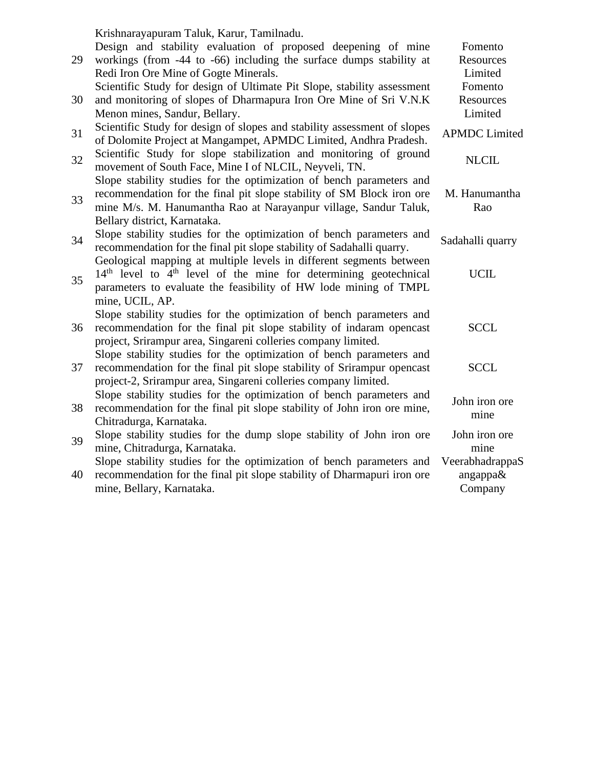| | | |
|---|---|---|
| | Krishnarayapuram Taluk, Karur, Tamilnadu. | |
| 29 | Design and stability evaluation of proposed deepening of mine workings (from -44 to -66) including the surface dumps stability at Redi Iron Ore Mine of Gogte Minerals. | Fomento Resources Limited |
| 30 | Scientific Study for design of Ultimate Pit Slope, stability assessment and monitoring of slopes of Dharmapura Iron Ore Mine of Sri V.N.K Menon mines, Sandur, Bellary. | Fomento Resources Limited |
| 31 | Scientific Study for design of slopes and stability assessment of slopes of Dolomite Project at Mangampet, APMDC Limited, Andhra Pradesh. | APMDC Limited |
| 32 | Scientific Study for slope stabilization and monitoring of ground movement of South Face, Mine I of NLCIL, Neyveli, TN. | NLCIL |
| 33 | Slope stability studies for the optimization of bench parameters and recommendation for the final pit slope stability of SM Block iron ore mine M/s. M. Hanumantha Rao at Narayanpur village, Sandur Taluk, Bellary district, Karnataka. | M. Hanumantha Rao |
| 34 | Slope stability studies for the optimization of bench parameters and recommendation for the final pit slope stability of Sadahalli quarry. | Sadahalli quarry |
| 35 | Geological mapping at multiple levels in different segments between 14th level to 4th level of the mine for determining geotechnical parameters to evaluate the feasibility of HW lode mining of TMPL mine, UCIL, AP. | UCIL |
| 36 | Slope stability studies for the optimization of bench parameters and recommendation for the final pit slope stability of indaram opencast project, Srirampur area, Singareni colleries company limited. | SCCL |
| 37 | Slope stability studies for the optimization of bench parameters and recommendation for the final pit slope stability of Srirampur opencast project-2, Srirampur area, Singareni colleries company limited. | SCCL |
| 38 | Slope stability studies for the optimization of bench parameters and recommendation for the final pit slope stability of John iron ore mine, Chitradurga, Karnataka. | John iron ore mine |
| 39 | Slope stability studies for the dump slope stability of John iron ore mine, Chitradurga, Karnataka. | John iron ore mine |
| 40 | Slope stability studies for the optimization of bench parameters and recommendation for the final pit slope stability of Dharmapuri iron ore mine, Bellary, Karnataka. | VeerabhadrappaSangappa& Company |